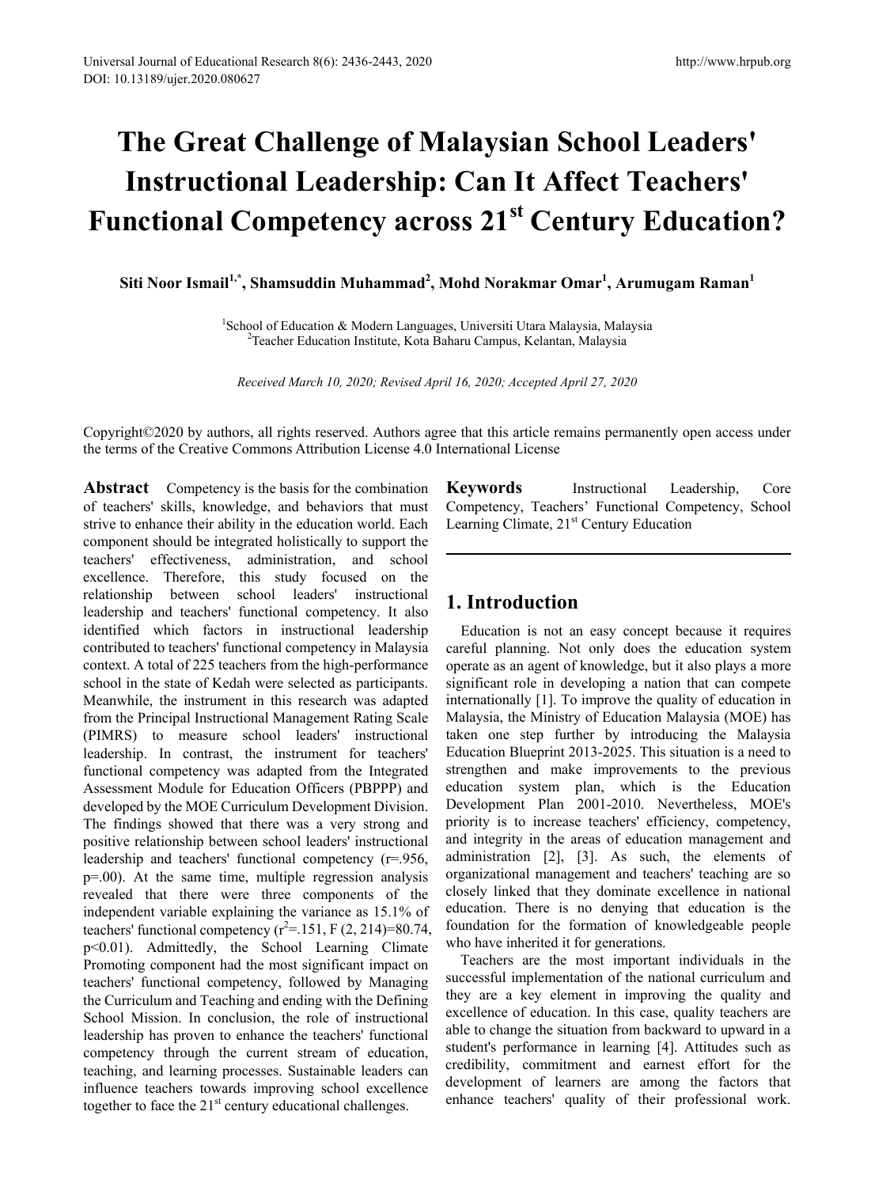# The Great Challenge of Malaysian School Leaders' Instructional Leadership: Can It Affect Teachers' Functional Competency across 21st Century Education?

**Siti Noor Ismail[1,*], Shamsuddin Muhammad[2], Mohd Norakmar Omar[1], Arumugam Raman[1]**

[1]School of Education & Modern Languages, Universiti Utara Malaysia, Malaysia
[2]Teacher Education Institute, Kota Baharu Campus, Kelantan, Malaysia

*Received March 10, 2020; Revised April 16, 2020; Accepted April 27, 2020*

Copyright©2020 by authors, all rights reserved. Authors agree that this article remains permanently open access under the terms of the Creative Commons Attribution License 4.0 International License

**Abstract** Competency is the basis for the combination of teachers' skills, knowledge, and behaviors that must strive to enhance their ability in the education world. Each component should be integrated holistically to support the teachers' effectiveness, administration, and school excellence. Therefore, this study focused on the relationship between school leaders' instructional leadership and teachers' functional competency. It also identified which factors in instructional leadership contributed to teachers' functional competency in Malaysia context. A total of 225 teachers from the high-performance school in the state of Kedah were selected as participants. Meanwhile, the instrument in this research was adapted from the Principal Instructional Management Rating Scale (PIMRS) to measure school leaders' instructional leadership. In contrast, the instrument for teachers' functional competency was adapted from the Integrated Assessment Module for Education Officers (PBPPP) and developed by the MOE Curriculum Development Division. The findings showed that there was a very strong and positive relationship between school leaders' instructional leadership and teachers' functional competency (r=.956, p=.00). At the same time, multiple regression analysis revealed that there were three components of the independent variable explaining the variance as 15.1% of teachers' functional competency ($r^2$=.151, F (2, 214)=80.74, p<0.01). Admittedly, the School Learning Climate Promoting component had the most significant impact on teachers' functional competency, followed by Managing the Curriculum and Teaching and ending with the Defining School Mission. In conclusion, the role of instructional leadership has proven to enhance the teachers' functional competency through the current stream of education, teaching, and learning processes. Sustainable leaders can influence teachers towards improving school excellence together to face the 21st century educational challenges.

**Keywords** Instructional Leadership, Core Competency, Teachers' Functional Competency, School Learning Climate, 21st Century Education

## 1. Introduction

Education is not an easy concept because it requires careful planning. Not only does the education system operate as an agent of knowledge, but it also plays a more significant role in developing a nation that can compete internationally [1]. To improve the quality of education in Malaysia, the Ministry of Education Malaysia (MOE) has taken one step further by introducing the Malaysia Education Blueprint 2013-2025. This situation is a need to strengthen and make improvements to the previous education system plan, which is the Education Development Plan 2001-2010. Nevertheless, MOE's priority is to increase teachers' efficiency, competency, and integrity in the areas of education management and administration [2], [3]. As such, the elements of organizational management and teachers' teaching are so closely linked that they dominate excellence in national education. There is no denying that education is the foundation for the formation of knowledgeable people who have inherited it for generations.

Teachers are the most important individuals in the successful implementation of the national curriculum and they are a key element in improving the quality and excellence of education. In this case, quality teachers are able to change the situation from backward to upward in a student's performance in learning [4]. Attitudes such as credibility, commitment and earnest effort for the development of learners are among the factors that enhance teachers' quality of their professional work.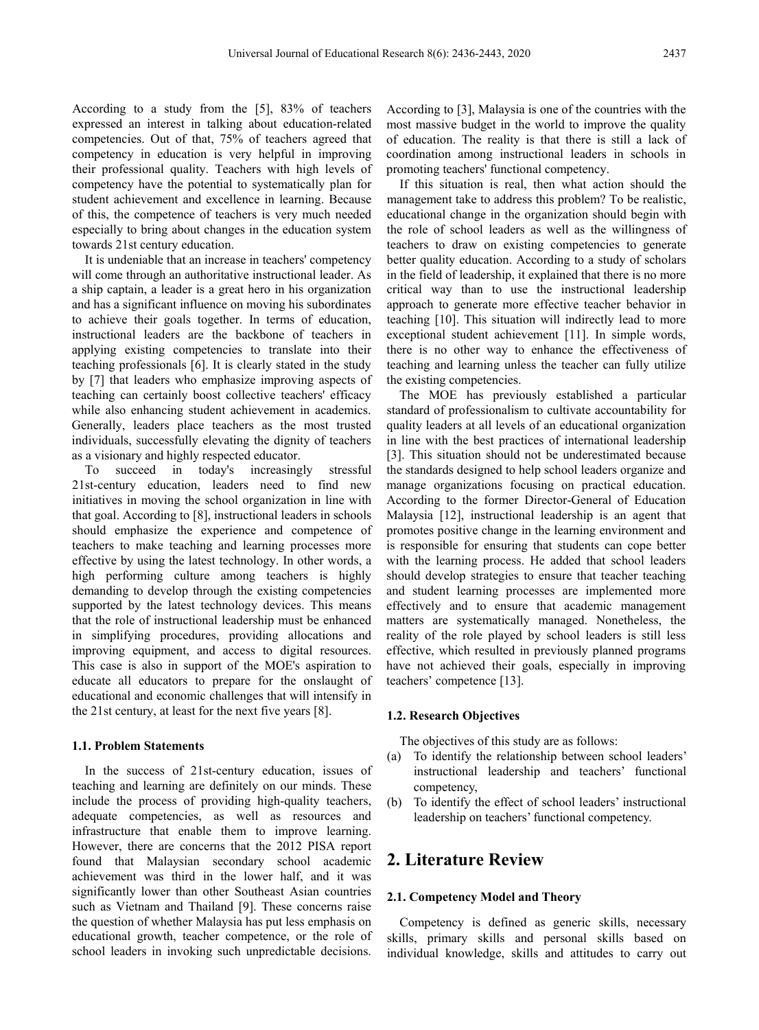According to a study from the [5], 83% of teachers expressed an interest in talking about education-related competencies. Out of that, 75% of teachers agreed that competency in education is very helpful in improving their professional quality. Teachers with high levels of competency have the potential to systematically plan for student achievement and excellence in learning. Because of this, the competence of teachers is very much needed especially to bring about changes in the education system towards 21st century education.

It is undeniable that an increase in teachers' competency will come through an authoritative instructional leader. As a ship captain, a leader is a great hero in his organization and has a significant influence on moving his subordinates to achieve their goals together. In terms of education, instructional leaders are the backbone of teachers in applying existing competencies to translate into their teaching professionals [6]. It is clearly stated in the study by [7] that leaders who emphasize improving aspects of teaching can certainly boost collective teachers' efficacy while also enhancing student achievement in academics. Generally, leaders place teachers as the most trusted individuals, successfully elevating the dignity of teachers as a visionary and highly respected educator.

To succeed in today's increasingly stressful 21st-century education, leaders need to find new initiatives in moving the school organization in line with that goal. According to [8], instructional leaders in schools should emphasize the experience and competence of teachers to make teaching and learning processes more effective by using the latest technology. In other words, a high performing culture among teachers is highly demanding to develop through the existing competencies supported by the latest technology devices. This means that the role of instructional leadership must be enhanced in simplifying procedures, providing allocations and improving equipment, and access to digital resources. This case is also in support of the MOE's aspiration to educate all educators to prepare for the onslaught of educational and economic challenges that will intensify in the 21st century, at least for the next five years [8].

### 1.1. Problem Statements

In the success of 21st-century education, issues of teaching and learning are definitely on our minds. These include the process of providing high-quality teachers, adequate competencies, as well as resources and infrastructure that enable them to improve learning. However, there are concerns that the 2012 PISA report found that Malaysian secondary school academic achievement was third in the lower half, and it was significantly lower than other Southeast Asian countries such as Vietnam and Thailand [9]. These concerns raise the question of whether Malaysia has put less emphasis on educational growth, teacher competence, or the role of school leaders in invoking such unpredictable decisions. According to [3], Malaysia is one of the countries with the most massive budget in the world to improve the quality of education. The reality is that there is still a lack of coordination among instructional leaders in schools in promoting teachers' functional competency.

If this situation is real, then what action should the management take to address this problem? To be realistic, educational change in the organization should begin with the role of school leaders as well as the willingness of teachers to draw on existing competencies to generate better quality education. According to a study of scholars in the field of leadership, it explained that there is no more critical way than to use the instructional leadership approach to generate more effective teacher behavior in teaching [10]. This situation will indirectly lead to more exceptional student achievement [11]. In simple words, there is no other way to enhance the effectiveness of teaching and learning unless the teacher can fully utilize the existing competencies.

The MOE has previously established a particular standard of professionalism to cultivate accountability for quality leaders at all levels of an educational organization in line with the best practices of international leadership [3]. This situation should not be underestimated because the standards designed to help school leaders organize and manage organizations focusing on practical education. According to the former Director-General of Education Malaysia [12], instructional leadership is an agent that promotes positive change in the learning environment and is responsible for ensuring that students can cope better with the learning process. He added that school leaders should develop strategies to ensure that teacher teaching and student learning processes are implemented more effectively and to ensure that academic management matters are systematically managed. Nonetheless, the reality of the role played by school leaders is still less effective, which resulted in previously planned programs have not achieved their goals, especially in improving teachers' competence [13].

### 1.2. Research Objectives

The objectives of this study are as follows:

(a) To identify the relationship between school leaders' instructional leadership and teachers' functional competency,
(b) To identify the effect of school leaders' instructional leadership on teachers' functional competency.

## 2. Literature Review

### 2.1. Competency Model and Theory

Competency is defined as generic skills, necessary skills, primary skills and personal skills based on individual knowledge, skills and attitudes to carry out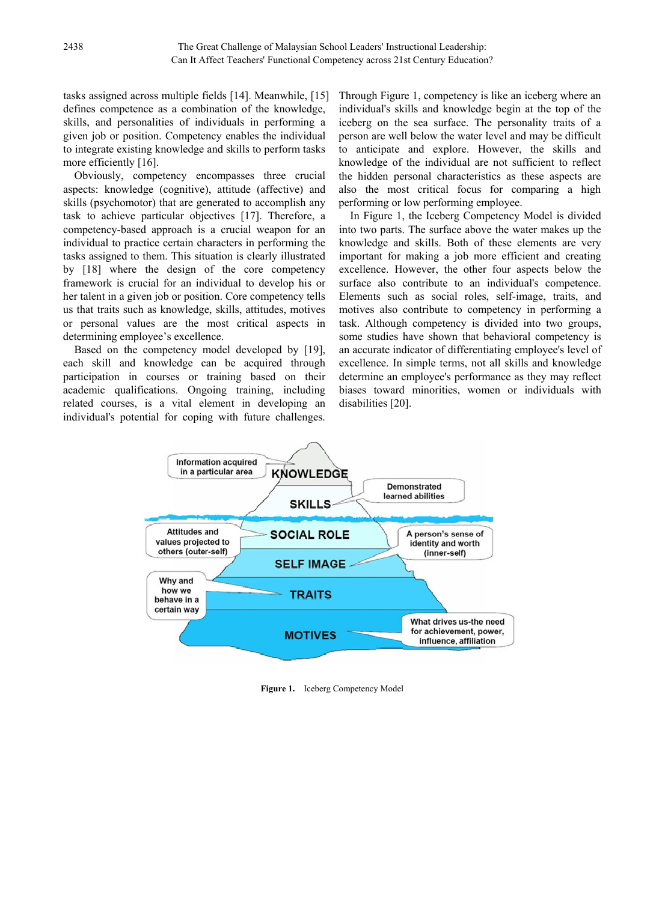tasks assigned across multiple fields [14]. Meanwhile, [15] defines competence as a combination of the knowledge, skills, and personalities of individuals in performing a given job or position. Competency enables the individual to integrate existing knowledge and skills to perform tasks more efficiently [16].

Obviously, competency encompasses three crucial aspects: knowledge (cognitive), attitude (affective) and skills (psychomotor) that are generated to accomplish any task to achieve particular objectives [17]. Therefore, a competency-based approach is a crucial weapon for an individual to practice certain characters in performing the tasks assigned to them. This situation is clearly illustrated by [18] where the design of the core competency framework is crucial for an individual to develop his or her talent in a given job or position. Core competency tells us that traits such as knowledge, skills, attitudes, motives or personal values are the most critical aspects in determining employee's excellence.

Based on the competency model developed by [19], each skill and knowledge can be acquired through participation in courses or training based on their academic qualifications. Ongoing training, including related courses, is a vital element in developing an individual's potential for coping with future challenges. Through Figure 1, competency is like an iceberg where an individual's skills and knowledge begin at the top of the iceberg on the sea surface. The personality traits of a person are well below the water level and may be difficult to anticipate and explore. However, the skills and knowledge of the individual are not sufficient to reflect the hidden personal characteristics as these aspects are also the most critical focus for comparing a high performing or low performing employee.

In Figure 1, the Iceberg Competency Model is divided into two parts. The surface above the water makes up the knowledge and skills. Both of these elements are very important for making a job more efficient and creating excellence. However, the other four aspects below the surface also contribute to an individual's competence. Elements such as social roles, self-image, traits, and motives also contribute to competency in performing a task. Although competency is divided into two groups, some studies have shown that behavioral competency is an accurate indicator of differentiating employee's level of excellence. In simple terms, not all skills and knowledge determine an employee's performance as they may reflect biases toward minorities, women or individuals with disabilities [20].

**Figure 1.** Iceberg Competency Model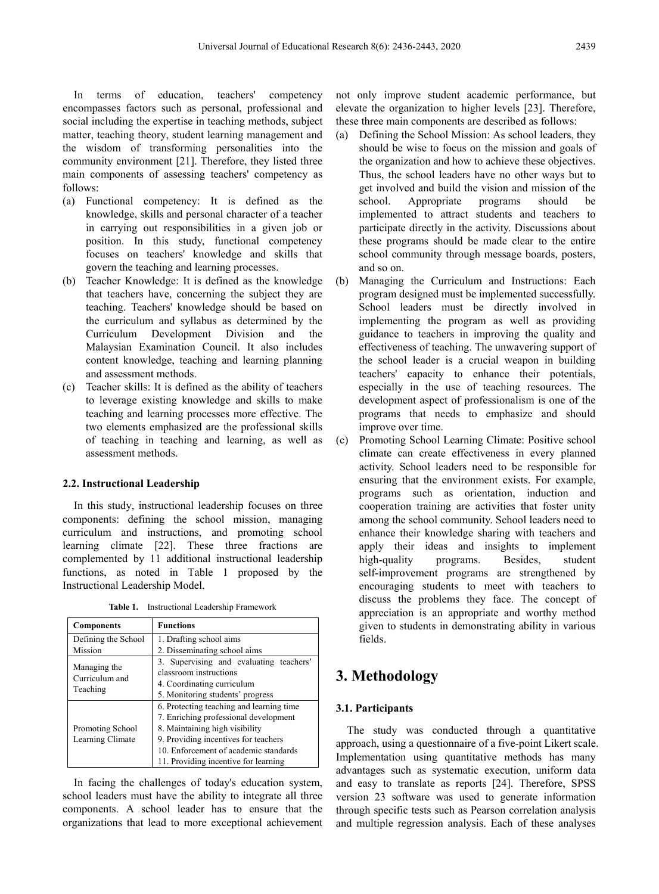In terms of education, teachers' competency encompasses factors such as personal, professional and social including the expertise in teaching methods, subject matter, teaching theory, student learning management and the wisdom of transforming personalities into the community environment [21]. Therefore, they listed three main components of assessing teachers' competency as follows:

(a) Functional competency: It is defined as the knowledge, skills and personal character of a teacher in carrying out responsibilities in a given job or position. In this study, functional competency focuses on teachers' knowledge and skills that govern the teaching and learning processes.

(b) Teacher Knowledge: It is defined as the knowledge that teachers have, concerning the subject they are teaching. Teachers' knowledge should be based on the curriculum and syllabus as determined by the Curriculum Development Division and the Malaysian Examination Council. It also includes content knowledge, teaching and learning planning and assessment methods.

(c) Teacher skills: It is defined as the ability of teachers to leverage existing knowledge and skills to make teaching and learning processes more effective. The two elements emphasized are the professional skills of teaching in teaching and learning, as well as assessment methods.

### 2.2. Instructional Leadership

In this study, instructional leadership focuses on three components: defining the school mission, managing curriculum and instructions, and promoting school learning climate [22]. These three fractions are complemented by 11 additional instructional leadership functions, as noted in Table 1 proposed by the Instructional Leadership Model.

**Table 1.** Instructional Leadership Framework

| Components | Functions |
|---|---|
| Defining the School Mission | 1. Drafting school aims<br>2. Disseminating school aims |
| Managing the Curriculum and Teaching | 3. Supervising and evaluating teachers' classroom instructions<br>4. Coordinating curriculum<br>5. Monitoring students' progress |
| Promoting School Learning Climate | 6. Protecting teaching and learning time<br>7. Enriching professional development<br>8. Maintaining high visibility<br>9. Providing incentives for teachers<br>10. Enforcement of academic standards<br>11. Providing incentive for learning |

In facing the challenges of today's education system, school leaders must have the ability to integrate all three components. A school leader has to ensure that the organizations that lead to more exceptional achievement not only improve student academic performance, but elevate the organization to higher levels [23]. Therefore, these three main components are described as follows:

(a) Defining the School Mission: As school leaders, they should be wise to focus on the mission and goals of the organization and how to achieve these objectives. Thus, the school leaders have no other ways but to get involved and build the vision and mission of the school. Appropriate programs should be implemented to attract students and teachers to participate directly in the activity. Discussions about these programs should be made clear to the entire school community through message boards, posters, and so on.

(b) Managing the Curriculum and Instructions: Each program designed must be implemented successfully. School leaders must be directly involved in implementing the program as well as providing guidance to teachers in improving the quality and effectiveness of teaching. The unwavering support of the school leader is a crucial weapon in building teachers' capacity to enhance their potentials, especially in the use of teaching resources. The development aspect of professionalism is one of the programs that needs to emphasize and should improve over time.

(c) Promoting School Learning Climate: Positive school climate can create effectiveness in every planned activity. School leaders need to be responsible for ensuring that the environment exists. For example, programs such as orientation, induction and cooperation training are activities that foster unity among the school community. School leaders need to enhance their knowledge sharing with teachers and apply their ideas and insights to implement high-quality programs. Besides, student self-improvement programs are strengthened by encouraging students to meet with teachers to discuss the problems they face. The concept of appreciation is an appropriate and worthy method given to students in demonstrating ability in various fields.

# 3. Methodology

### 3.1. Participants

The study was conducted through a quantitative approach, using a questionnaire of a five-point Likert scale. Implementation using quantitative methods has many advantages such as systematic execution, uniform data and easy to translate as reports [24]. Therefore, SPSS version 23 software was used to generate information through specific tests such as Pearson correlation analysis and multiple regression analysis. Each of these analyses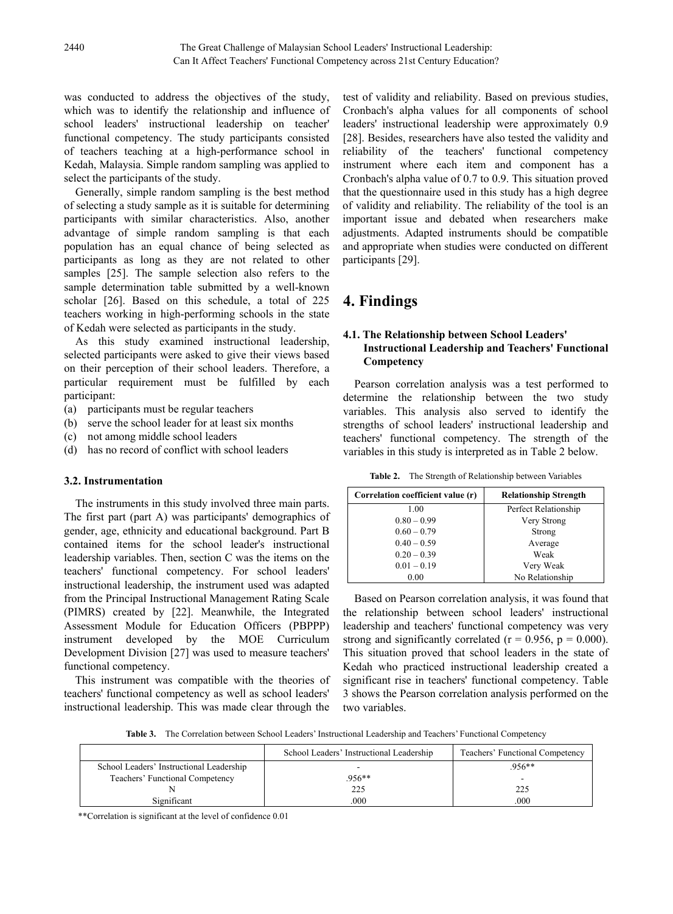was conducted to address the objectives of the study, which was to identify the relationship and influence of school leaders' instructional leadership on teacher' functional competency. The study participants consisted of teachers teaching at a high-performance school in Kedah, Malaysia. Simple random sampling was applied to select the participants of the study.

Generally, simple random sampling is the best method of selecting a study sample as it is suitable for determining participants with similar characteristics. Also, another advantage of simple random sampling is that each population has an equal chance of being selected as participants as long as they are not related to other samples [25]. The sample selection also refers to the sample determination table submitted by a well-known scholar [26]. Based on this schedule, a total of 225 teachers working in high-performing schools in the state of Kedah were selected as participants in the study.

As this study examined instructional leadership, selected participants were asked to give their views based on their perception of their school leaders. Therefore, a particular requirement must be fulfilled by each participant:

(a) participants must be regular teachers
(b) serve the school leader for at least six months
(c) not among middle school leaders
(d) has no record of conflict with school leaders

### 3.2. Instrumentation

The instruments in this study involved three main parts. The first part (part A) was participants' demographics of gender, age, ethnicity and educational background. Part B contained items for the school leader's instructional leadership variables. Then, section C was the items on the teachers' functional competency. For school leaders' instructional leadership, the instrument used was adapted from the Principal Instructional Management Rating Scale (PIMRS) created by [22]. Meanwhile, the Integrated Assessment Module for Education Officers (PBPPP) instrument developed by the MOE Curriculum Development Division [27] was used to measure teachers' functional competency.

This instrument was compatible with the theories of teachers' functional competency as well as school leaders' instructional leadership. This was made clear through the test of validity and reliability. Based on previous studies, Cronbach's alpha values for all components of school leaders' instructional leadership were approximately 0.9 [28]. Besides, researchers have also tested the validity and reliability of the teachers' functional competency instrument where each item and component has a Cronbach's alpha value of 0.7 to 0.9. This situation proved that the questionnaire used in this study has a high degree of validity and reliability. The reliability of the tool is an important issue and debated when researchers make adjustments. Adapted instruments should be compatible and appropriate when studies were conducted on different participants [29].

## 4. Findings

### 4.1. The Relationship between School Leaders' Instructional Leadership and Teachers' Functional Competency

Pearson correlation analysis was a test performed to determine the relationship between the two study variables. This analysis also served to identify the strengths of school leaders' instructional leadership and teachers' functional competency. The strength of the variables in this study is interpreted as in Table 2 below.

**Table 2.** The Strength of Relationship between Variables

| Correlation coefficient value (r) | Relationship Strength |
|---|---|
| 1.00 | Perfect Relationship |
| 0.80 – 0.99 | Very Strong |
| 0.60 – 0.79 | Strong |
| 0.40 – 0.59 | Average |
| 0.20 – 0.39 | Weak |
| 0.01 – 0.19 | Very Weak |
| 0.00 | No Relationship |

Based on Pearson correlation analysis, it was found that the relationship between school leaders' instructional leadership and teachers' functional competency was very strong and significantly correlated ($r = 0.956$, $p = 0.000$). This situation proved that school leaders in the state of Kedah who practiced instructional leadership created a significant rise in teachers' functional competency. Table 3 shows the Pearson correlation analysis performed on the two variables.

**Table 3.** The Correlation between School Leaders' Instructional Leadership and Teachers' Functional Competency

| | School Leaders' Instructional Leadership | Teachers' Functional Competency |
|---|---|---|
| School Leaders' Instructional Leadership | - | .956** |
| Teachers' Functional Competency | .956** | - |
| N | 225 | 225 |
| Significant | .000 | .000 |

**Correlation is significant at the level of confidence 0.01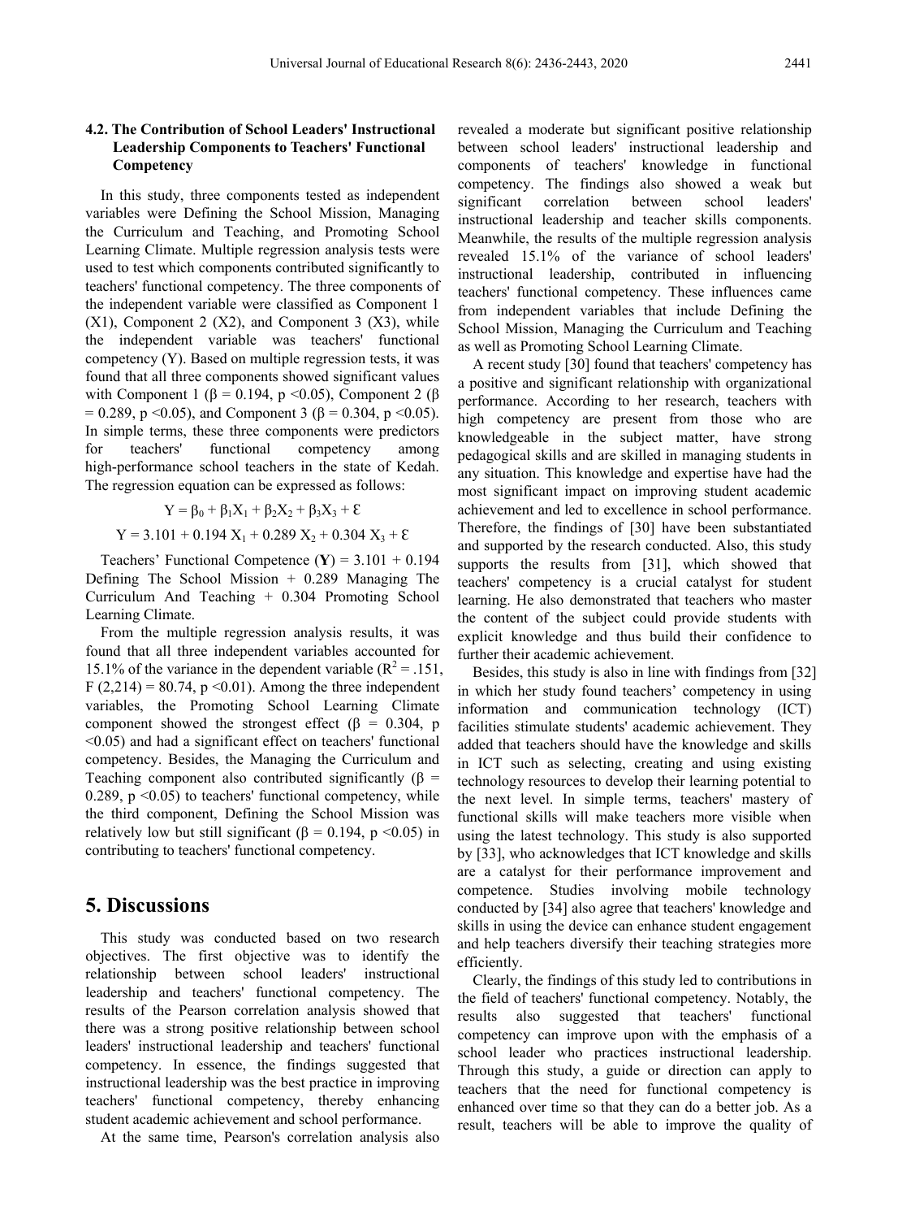### 4.2. The Contribution of School Leaders' Instructional Leadership Components to Teachers' Functional Competency

In this study, three components tested as independent variables were Defining the School Mission, Managing the Curriculum and Teaching, and Promoting School Learning Climate. Multiple regression analysis tests were used to test which components contributed significantly to teachers' functional competency. The three components of the independent variable were classified as Component 1 ($X_1$), Component 2 ($X_2$), and Component 3 ($X_3$), while the independent variable was teachers' functional competency (Y). Based on multiple regression tests, it was found that all three components showed significant values with Component 1 ($\beta = 0.194$, $p < 0.05$), Component 2 ($\beta = 0.289$, $p < 0.05$), and Component 3 ($\beta = 0.304$, $p < 0.05$). In simple terms, these three components were predictors for teachers' functional competency among high-performance school teachers in the state of Kedah. The regression equation can be expressed as follows:

$$Y = \beta_0 + \beta_1 X_1 + \beta_2 X_2 + \beta_3 X_3 + \varepsilon$$

$$Y = 3.101 + 0.194\ X_1 + 0.289\ X_2 + 0.304\ X_3 + \varepsilon$$

Teachers' Functional Competence (**Y**) = 3.101 + 0.194 Defining The School Mission + 0.289 Managing The Curriculum And Teaching + 0.304 Promoting School Learning Climate.

From the multiple regression analysis results, it was found that all three independent variables accounted for 15.1% of the variance in the dependent variable ($R^2 = .151$, $F(2,214) = 80.74$, $p < 0.01$). Among the three independent variables, the Promoting School Learning Climate component showed the strongest effect ($\beta = 0.304$, $p < 0.05$) and had a significant effect on teachers' functional competency. Besides, the Managing the Curriculum and Teaching component also contributed significantly ($\beta = 0.289$, $p < 0.05$) to teachers' functional competency, while the third component, Defining the School Mission was relatively low but still significant ($\beta = 0.194$, $p < 0.05$) in contributing to teachers' functional competency.

## 5. Discussions

This study was conducted based on two research objectives. The first objective was to identify the relationship between school leaders' instructional leadership and teachers' functional competency. The results of the Pearson correlation analysis showed that there was a strong positive relationship between school leaders' instructional leadership and teachers' functional competency. In essence, the findings suggested that instructional leadership was the best practice in improving teachers' functional competency, thereby enhancing student academic achievement and school performance.

At the same time, Pearson's correlation analysis also revealed a moderate but significant positive relationship between school leaders' instructional leadership and components of teachers' knowledge in functional competency. The findings also showed a weak but significant correlation between school leaders' instructional leadership and teacher skills components. Meanwhile, the results of the multiple regression analysis revealed 15.1% of the variance of school leaders' instructional leadership, contributed in influencing teachers' functional competency. These influences came from independent variables that include Defining the School Mission, Managing the Curriculum and Teaching as well as Promoting School Learning Climate.

A recent study [30] found that teachers' competency has a positive and significant relationship with organizational performance. According to her research, teachers with high competency are present from those who are knowledgeable in the subject matter, have strong pedagogical skills and are skilled in managing students in any situation. This knowledge and expertise have had the most significant impact on improving student academic achievement and led to excellence in school performance. Therefore, the findings of [30] have been substantiated and supported by the research conducted. Also, this study supports the results from [31], which showed that teachers' competency is a crucial catalyst for student learning. He also demonstrated that teachers who master the content of the subject could provide students with explicit knowledge and thus build their confidence to further their academic achievement.

Besides, this study is also in line with findings from [32] in which her study found teachers' competency in using information and communication technology (ICT) facilities stimulate students' academic achievement. They added that teachers should have the knowledge and skills in ICT such as selecting, creating and using existing technology resources to develop their learning potential to the next level. In simple terms, teachers' mastery of functional skills will make teachers more visible when using the latest technology. This study is also supported by [33], who acknowledges that ICT knowledge and skills are a catalyst for their performance improvement and competence. Studies involving mobile technology conducted by [34] also agree that teachers' knowledge and skills in using the device can enhance student engagement and help teachers diversify their teaching strategies more efficiently.

Clearly, the findings of this study led to contributions in the field of teachers' functional competency. Notably, the results also suggested that teachers' functional competency can improve upon with the emphasis of a school leader who practices instructional leadership. Through this study, a guide or direction can apply to teachers that the need for functional competency is enhanced over time so that they can do a better job. As a result, teachers will be able to improve the quality of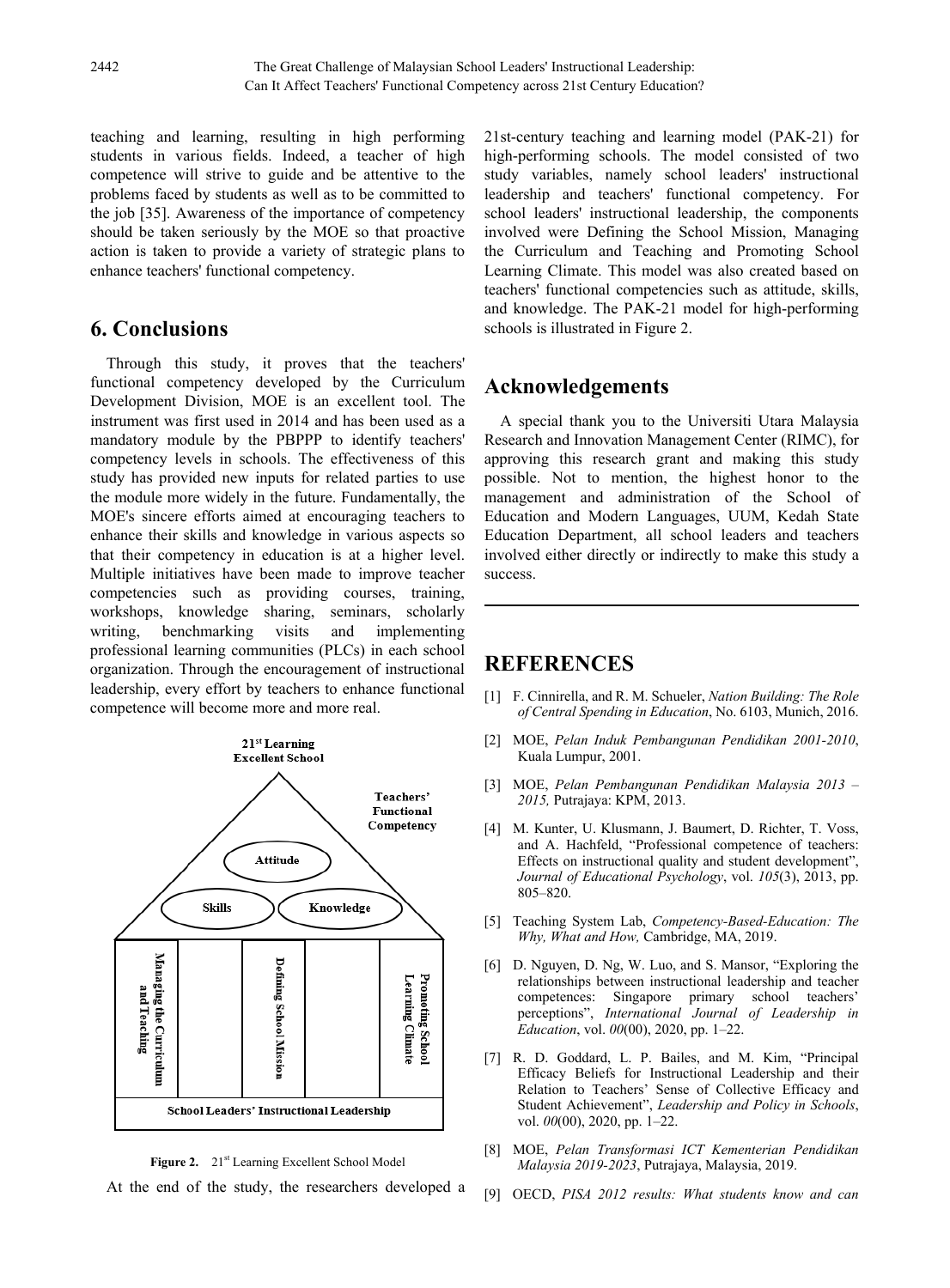teaching and learning, resulting in high performing students in various fields. Indeed, a teacher of high competence will strive to guide and be attentive to the problems faced by students as well as to be committed to the job [35]. Awareness of the importance of competency should be taken seriously by the MOE so that proactive action is taken to provide a variety of strategic plans to enhance teachers' functional competency.

## 6. Conclusions

Through this study, it proves that the teachers' functional competency developed by the Curriculum Development Division, MOE is an excellent tool. The instrument was first used in 2014 and has been used as a mandatory module by the PBPPP to identify teachers' competency levels in schools. The effectiveness of this study has provided new inputs for related parties to use the module more widely in the future. Fundamentally, the MOE's sincere efforts aimed at encouraging teachers to enhance their skills and knowledge in various aspects so that their competency in education is at a higher level. Multiple initiatives have been made to improve teacher competencies such as providing courses, training, workshops, knowledge sharing, seminars, scholarly writing, benchmarking visits and implementing professional learning communities (PLCs) in each school organization. Through the encouragement of instructional leadership, every effort by teachers to enhance functional competence will become more and more real.

21st Learning Excellent School

Teachers' Functional Competency

Attitude

Skills

Knowledge

Managing the Curriculum and Teaching

Defining School Mission

Promoting School Learning Climate

School Leaders' Instructional Leadership

**Figure 2.** 21st Learning Excellent School Model

At the end of the study, the researchers developed a 21st-century teaching and learning model (PAK-21) for high-performing schools. The model consisted of two study variables, namely school leaders' instructional leadership and teachers' functional competency. For school leaders' instructional leadership, the components involved were Defining the School Mission, Managing the Curriculum and Teaching and Promoting School Learning Climate. This model was also created based on teachers' functional competencies such as attitude, skills, and knowledge. The PAK-21 model for high-performing schools is illustrated in Figure 2.

## Acknowledgements

A special thank you to the Universiti Utara Malaysia Research and Innovation Management Center (RIMC), for approving this research grant and making this study possible. Not to mention, the highest honor to the management and administration of the School of Education and Modern Languages, UUM, Kedah State Education Department, all school leaders and teachers involved either directly or indirectly to make this study a success.

## REFERENCES

[1] F. Cinnirella, and R. M. Schueler, *Nation Building: The Role of Central Spending in Education*, No. 6103, Munich, 2016.

[2] MOE, *Pelan Induk Pembangunan Pendidikan 2001-2010*, Kuala Lumpur, 2001.

[3] MOE, *Pelan Pembangunan Pendidikan Malaysia 2013 – 2015,* Putrajaya: KPM, 2013.

[4] M. Kunter, U. Klusmann, J. Baumert, D. Richter, T. Voss, and A. Hachfeld, "Professional competence of teachers: Effects on instructional quality and student development", *Journal of Educational Psychology*, vol. *105*(3), 2013, pp. 805–820.

[5] Teaching System Lab, *Competency-Based-Education: The Why, What and How,* Cambridge, MA, 2019.

[6] D. Nguyen, D. Ng, W. Luo, and S. Mansor, "Exploring the relationships between instructional leadership and teacher competences: Singapore primary school teachers' perceptions", *International Journal of Leadership in Education*, vol. *00*(00), 2020, pp. 1–22.

[7] R. D. Goddard, L. P. Bailes, and M. Kim, "Principal Efficacy Beliefs for Instructional Leadership and their Relation to Teachers' Sense of Collective Efficacy and Student Achievement", *Leadership and Policy in Schools*, vol. *00*(00), 2020, pp. 1–22.

[8] MOE, *Pelan Transformasi ICT Kementerian Pendidikan Malaysia 2019-2023*, Putrajaya, Malaysia, 2019.

[9] OECD, *PISA 2012 results: What students know and can*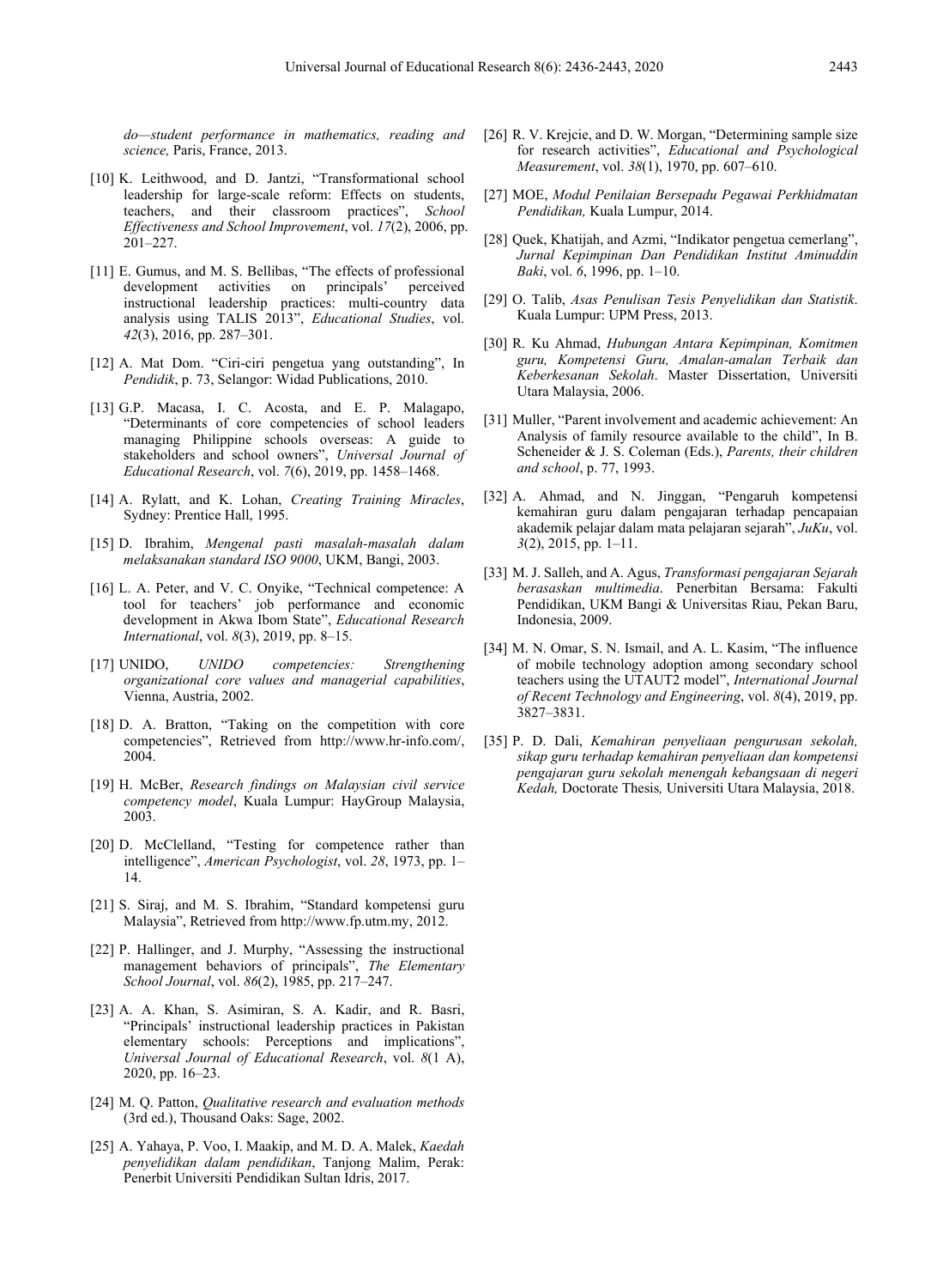*do—student performance in mathematics, reading and science,* Paris, France, 2013.

[10] K. Leithwood, and D. Jantzi, "Transformational school leadership for large-scale reform: Effects on students, teachers, and their classroom practices", *School Effectiveness and School Improvement*, vol. *17*(2), 2006, pp. 201–227.

[11] E. Gumus, and M. S. Bellibas, "The effects of professional development activities on principals' perceived instructional leadership practices: multi-country data analysis using TALIS 2013", *Educational Studies*, vol. *42*(3), 2016, pp. 287–301.

[12] A. Mat Dom. "Ciri-ciri pengetua yang outstanding", In *Pendidik*, p. 73, Selangor: Widad Publications, 2010.

[13] G.P. Macasa, I. C. Acosta, and E. P. Malagapo, "Determinants of core competencies of school leaders managing Philippine schools overseas: A guide to stakeholders and school owners", *Universal Journal of Educational Research*, vol. *7*(6), 2019, pp. 1458–1468.

[14] A. Rylatt, and K. Lohan, *Creating Training Miracles*, Sydney: Prentice Hall, 1995.

[15] D. Ibrahim, *Mengenal pasti masalah-masalah dalam melaksanakan standard ISO 9000*, UKM, Bangi, 2003.

[16] L. A. Peter, and V. C. Onyike, "Technical competence: A tool for teachers' job performance and economic development in Akwa Ibom State", *Educational Research International*, vol. *8*(3), 2019, pp. 8–15.

[17] UNIDO, *UNIDO competencies: Strengthening organizational core values and managerial capabilities*, Vienna, Austria, 2002.

[18] D. A. Bratton, "Taking on the competition with core competencies", Retrieved from http://www.hr-info.com/, 2004.

[19] H. McBer, *Research findings on Malaysian civil service competency model*, Kuala Lumpur: HayGroup Malaysia, 2003.

[20] D. McClelland, "Testing for competence rather than intelligence", *American Psychologist*, vol. *28*, 1973, pp. 1–14.

[21] S. Siraj, and M. S. Ibrahim, "Standard kompetensi guru Malaysia", Retrieved from http://www.fp.utm.my, 2012.

[22] P. Hallinger, and J. Murphy, "Assessing the instructional management behaviors of principals", *The Elementary School Journal*, vol. *86*(2), 1985, pp. 217–247.

[23] A. A. Khan, S. Asimiran, S. A. Kadir, and R. Basri, "Principals' instructional leadership practices in Pakistan elementary schools: Perceptions and implications", *Universal Journal of Educational Research*, vol. *8*(1 A), 2020, pp. 16–23.

[24] M. Q. Patton, *Qualitative research and evaluation methods* (3rd ed.), Thousand Oaks: Sage, 2002.

[25] A. Yahaya, P. Voo, I. Maakip, and M. D. A. Malek, *Kaedah penyelidikan dalam pendidikan*, Tanjong Malim, Perak: Penerbit Universiti Pendidikan Sultan Idris, 2017.

[26] R. V. Krejcie, and D. W. Morgan, "Determining sample size for research activities", *Educational and Psychological Measurement*, vol. *38*(1), 1970, pp. 607–610.

[27] MOE, *Modul Penilaian Bersepadu Pegawai Perkhidmatan Pendidikan,* Kuala Lumpur, 2014.

[28] Quek, Khatijah, and Azmi, "Indikator pengetua cemerlang", *Jurnal Kepimpinan Dan Pendidikan Institut Aminuddin Baki*, vol. *6*, 1996, pp. 1–10.

[29] O. Talib, *Asas Penulisan Tesis Penyelidikan dan Statistik*. Kuala Lumpur: UPM Press, 2013.

[30] R. Ku Ahmad, *Hubungan Antara Kepimpinan, Komitmen guru, Kompetensi Guru, Amalan-amalan Terbaik dan Keberkesanan Sekolah*. Master Dissertation, Universiti Utara Malaysia, 2006.

[31] Muller, "Parent involvement and academic achievement: An Analysis of family resource available to the child", In B. Scheneider & J. S. Coleman (Eds.), *Parents, their children and school*, p. 77, 1993.

[32] A. Ahmad, and N. Jinggan, "Pengaruh kompetensi kemahiran guru dalam pengajaran terhadap pencapaian akademik pelajar dalam mata pelajaran sejarah", *JuKu*, vol. *3*(2), 2015, pp. 1–11.

[33] M. J. Salleh, and A. Agus, *Transformasi pengajaran Sejarah berasaskan multimedia*. Penerbitan Bersama: Fakulti Pendidikan, UKM Bangi & Universitas Riau, Pekan Baru, Indonesia, 2009.

[34] M. N. Omar, S. N. Ismail, and A. L. Kasim, "The influence of mobile technology adoption among secondary school teachers using the UTAUT2 model", *International Journal of Recent Technology and Engineering*, vol. *8*(4), 2019, pp. 3827–3831.

[35] P. D. Dali, *Kemahiran penyeliaan pengurusan sekolah, sikap guru terhadap kemahiran penyeliaan dan kompetensi pengajaran guru sekolah menengah kebangsaan di negeri Kedah,* Doctorate Thesis*,* Universiti Utara Malaysia, 2018.